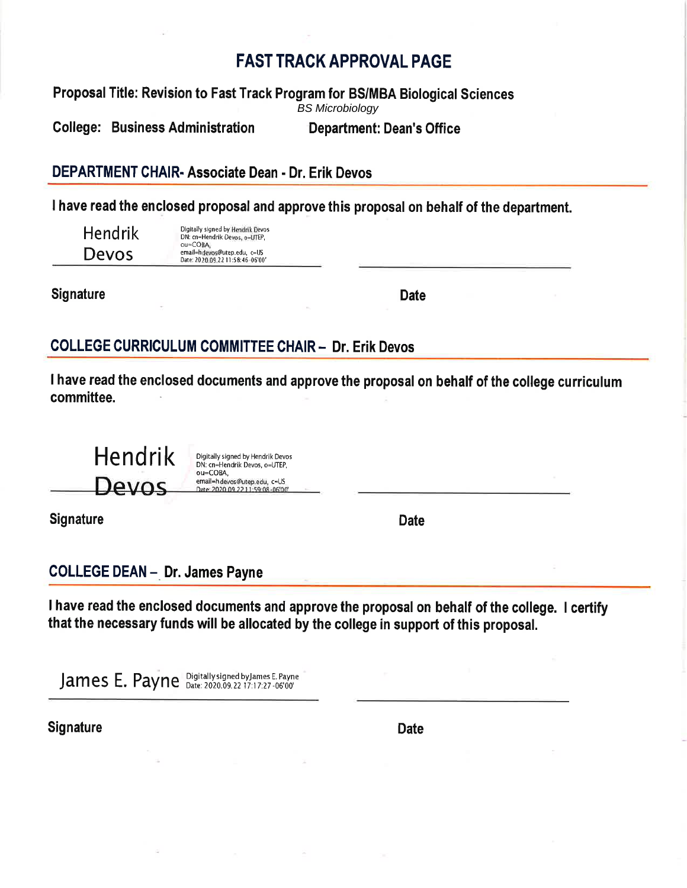# FAST TRACK APPROVAL PAGE

**Proposal Title: Revision to Fast Track Program for BS/MBA Biological Sciences**
*BS Microbiology*

**College: Business Administration** **Department: Dean's Office**

## DEPARTMENT CHAIR- Associate Dean - Dr. Erik Devos

**I have read the enclosed proposal and approve this proposal on behalf of the department.**

Hendrik Devos
Digitally signed by Hendrik Devos
DN: cn=Hendrik Devos, o=UTEP, ou=COBA, email=hdevos@utep.edu, c=US
Date: 2020.09.22 11:58:46 -06'00'

**Signature** **Date**

## COLLEGE CURRICULUM COMMITTEE CHAIR – Dr. Erik Devos

**I have read the enclosed documents and approve the proposal on behalf of the college curriculum committee.**

Hendrik Devos
Digitally signed by Hendrik Devos
DN: cn=Hendrik Devos, o=UTEP, ou=COBA, email=hdevos@utep.edu, c=US
Date: 2020.09.22 11:59:08 -06'00'

**Signature** **Date**

## COLLEGE DEAN – Dr. James Payne

**I have read the enclosed documents and approve the proposal on behalf of the college. I certify that the necessary funds will be allocated by the college in support of this proposal.**

James E. Payne
Digitally signed by James E. Payne
Date: 2020.09.22 17:17:27 -06'00'

**Signature** **Date**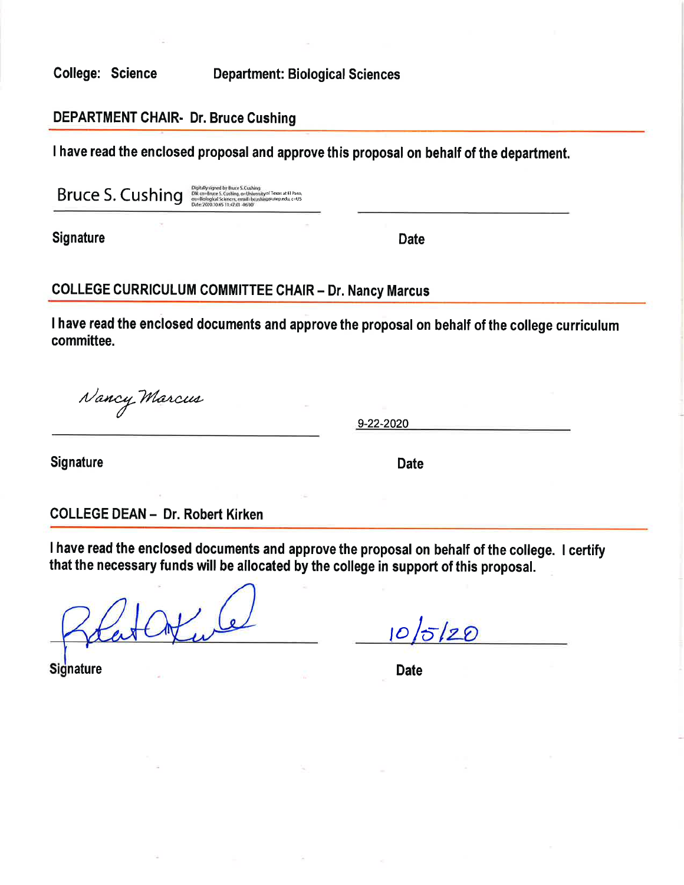**College:** Science  **Department:** Biological Sciences

## DEPARTMENT CHAIR- Dr. Bruce Cushing

I have read the enclosed proposal and approve this proposal on behalf of the department.

Bruce S. Cushing Digitally signed by Bruce S. Cushing DN: cn=Bruce S. Cushing, o=University of Texas at El Paso, ou=Biological Sciences, email=bcushing@utep.edu, c=US Date: 2020.10.05 11:47:01 -06'00'

Signature  Date

## COLLEGE CURRICULUM COMMITTEE CHAIR – Dr. Nancy Marcus

I have read the enclosed documents and approve the proposal on behalf of the college curriculum committee.

Nancy Marcus  9-22-2020

Signature  Date

## COLLEGE DEAN – Dr. Robert Kirken

I have read the enclosed documents and approve the proposal on behalf of the college. I certify that the necessary funds will be allocated by the college in support of this proposal.

[signature]  10/5/20

Signature  Date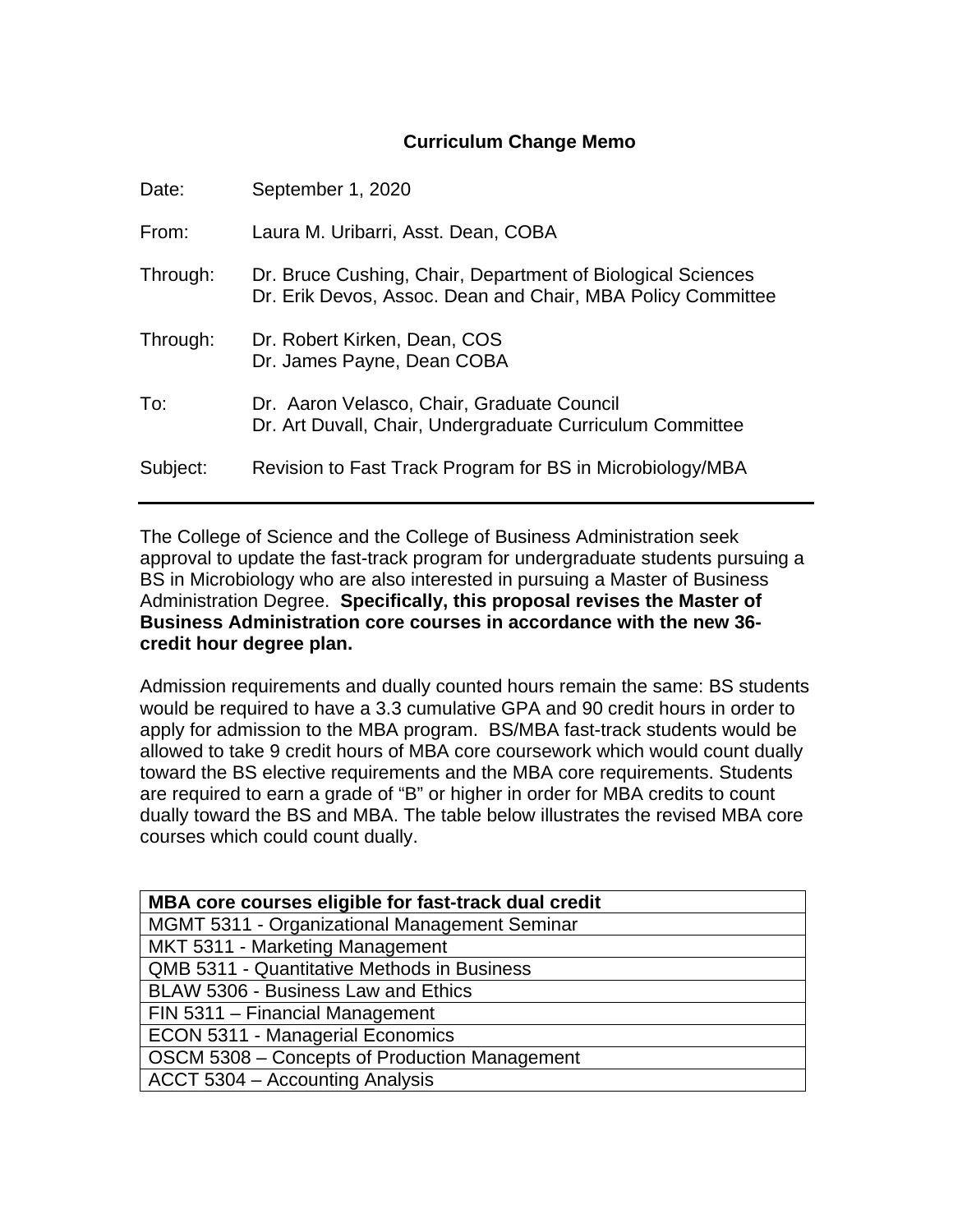## Curriculum Change Memo

| | |
|---|---|
| Date: | September 1, 2020 |
| From: | Laura M. Uribarri, Asst. Dean, COBA |
| Through: | Dr. Bruce Cushing, Chair, Department of Biological Sciences<br>Dr. Erik Devos, Assoc. Dean and Chair, MBA Policy Committee |
| Through: | Dr. Robert Kirken, Dean, COS<br>Dr. James Payne, Dean COBA |
| To: | Dr. Aaron Velasco, Chair, Graduate Council<br>Dr. Art Duvall, Chair, Undergraduate Curriculum Committee |
| Subject: | Revision to Fast Track Program for BS in Microbiology/MBA |

---

The College of Science and the College of Business Administration seek approval to update the fast-track program for undergraduate students pursuing a BS in Microbiology who are also interested in pursuing a Master of Business Administration Degree. **Specifically, this proposal revises the Master of Business Administration core courses in accordance with the new 36-credit hour degree plan.**

Admission requirements and dually counted hours remain the same: BS students would be required to have a 3.3 cumulative GPA and 90 credit hours in order to apply for admission to the MBA program. BS/MBA fast-track students would be allowed to take 9 credit hours of MBA core coursework which would count dually toward the BS elective requirements and the MBA core requirements. Students are required to earn a grade of "B" or higher in order for MBA credits to count dually toward the BS and MBA. The table below illustrates the revised MBA core courses which could count dually.

| MBA core courses eligible for fast-track dual credit |
|---|
| MGMT 5311 - Organizational Management Seminar |
| MKT 5311 - Marketing Management |
| QMB 5311 - Quantitative Methods in Business |
| BLAW 5306 - Business Law and Ethics |
| FIN 5311 – Financial Management |
| ECON 5311 - Managerial Economics |
| OSCM 5308 – Concepts of Production Management |
| ACCT 5304 – Accounting Analysis |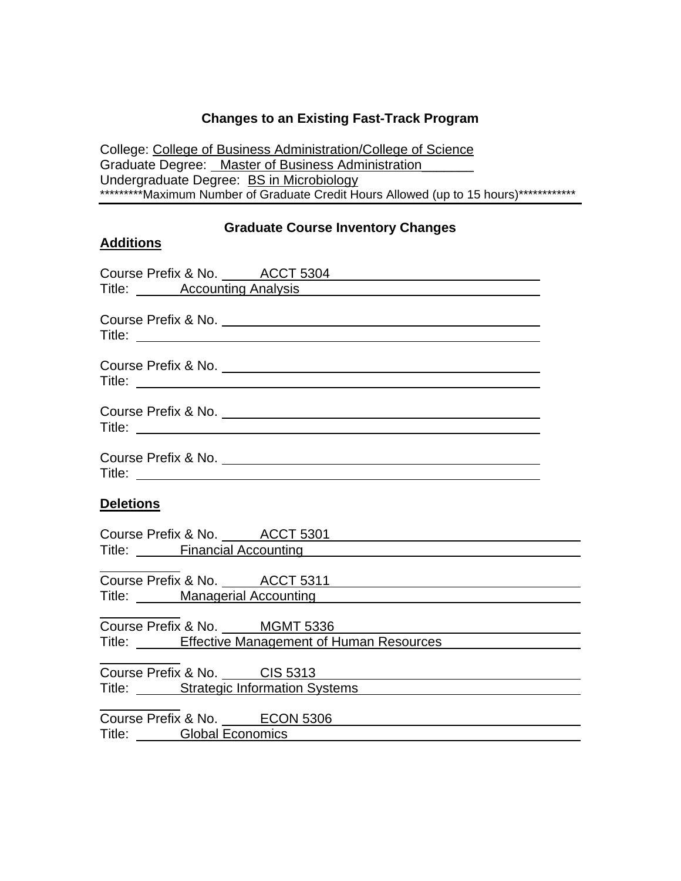## Changes to an Existing Fast-Track Program

College: College of Business Administration/College of Science
Graduate Degree: Master of Business Administration
Undergraduate Degree: BS in Microbiology
*********Maximum Number of Graduate Credit Hours Allowed (up to 15 hours)************

### Graduate Course Inventory Changes

**Additions**

Course Prefix & No. ACCT 5304
Title: Accounting Analysis

Course Prefix & No. 
Title: 

Course Prefix & No. 
Title: 

Course Prefix & No. 
Title: 

Course Prefix & No. 
Title: 

**Deletions**

Course Prefix & No. ACCT 5301
Title: Financial Accounting

Course Prefix & No. ACCT 5311
Title: Managerial Accounting

Course Prefix & No. MGMT 5336
Title: Effective Management of Human Resources

Course Prefix & No. CIS 5313
Title: Strategic Information Systems

Course Prefix & No. ECON 5306
Title: Global Economics